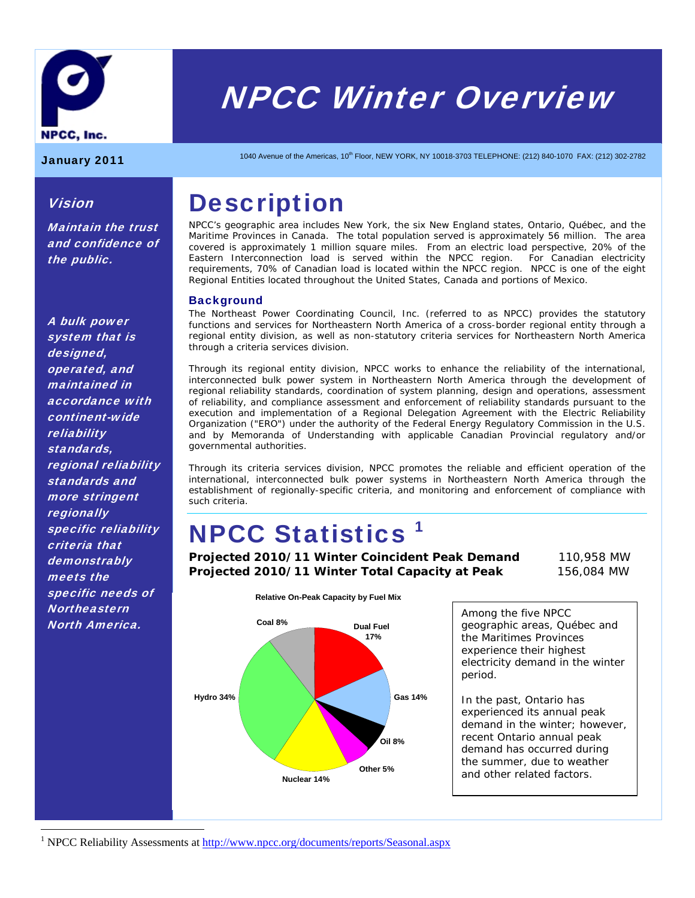NPCC, Inc.

# NPCC Winter Overview

**January 2011**

1040 Avenue of the Americas, 10th Floor, NEW YORK, NY 10018-3703 TELEPHONE: (212) 840-1070 FAX: (212) 302-2782

### *Vision*

***Maintain the trust and confidence of the public.***

***A bulk power system that is designed, operated, and maintained in accordance with continent-wide reliability standards, regional reliability standards and more stringent regionally specific reliability criteria that demonstrably meets the specific needs of Northeastern North America.***

# Description

NPCC's geographic area includes New York, the six New England states, Ontario, Québec, and the Maritime Provinces in Canada. The total population served is approximately 56 million. The area covered is approximately 1 million square miles. From an electric load perspective, 20% of the Eastern Interconnection load is served within the NPCC region. For Canadian electricity requirements, 70% of Canadian load is located within the NPCC region. NPCC is one of the eight Regional Entities located throughout the United States, Canada and portions of Mexico.

### Background

The Northeast Power Coordinating Council, Inc. (referred to as NPCC) provides the statutory functions and services for Northeastern North America of a cross-border regional entity through a regional entity division, as well as non-statutory criteria services for Northeastern North America through a criteria services division.

Through its regional entity division, NPCC works to enhance the reliability of the international, interconnected bulk power system in Northeastern North America through the development of regional reliability standards, coordination of system planning, design and operations, assessment of reliability, and compliance assessment and enforcement of reliability standards pursuant to the execution and implementation of a Regional Delegation Agreement with the Electric Reliability Organization ("ERO") under the authority of the Federal Energy Regulatory Commission in the U.S. and by Memoranda of Understanding with applicable Canadian Provincial regulatory and/or governmental authorities.

Through its criteria services division, NPCC promotes the reliable and efficient operation of the international, interconnected bulk power systems in Northeastern North America through the establishment of regionally-specific criteria, and monitoring and enforcement of compliance with such criteria.

# NPCC Statistics [1]

| | |
|---|---|
| **Projected 2010/11 Winter Coincident Peak Demand** | 110,958 MW |
| **Projected 2010/11 Winter Total Capacity at Peak** | 156,084 MW |

**Relative On-Peak Capacity by Fuel Mix**

| Fuel | Share |
|---|---|
| Dual Fuel | 17% |
| Gas | 14% |
| Oil | 8% |
| Other | 5% |
| Nuclear | 14% |
| Hydro | 34% |
| Coal | 8% |

Among the five NPCC geographic areas, Québec and the Maritimes Provinces experience their highest electricity demand in the winter period.

In the past, Ontario has experienced its annual peak demand in the winter; however, recent Ontario annual peak demand has occurred during the summer, due to weather and other related factors.

[1] NPCC Reliability Assessments at http://www.npcc.org/documents/reports/Seasonal.aspx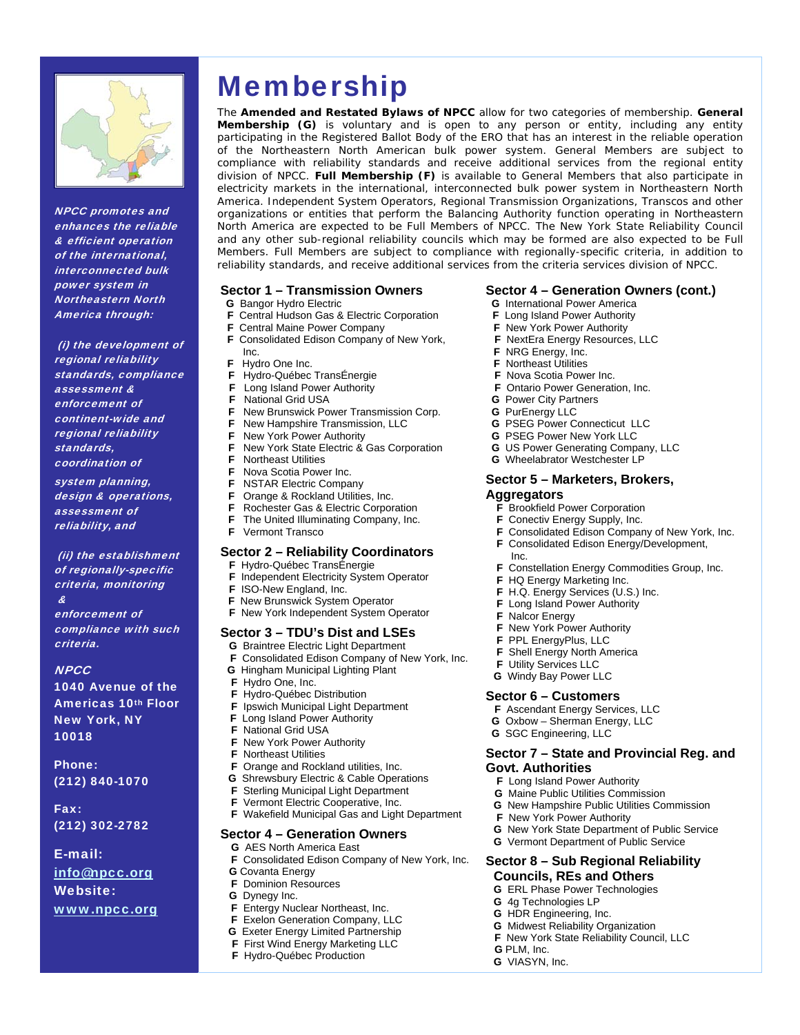*NPCC promotes and enhances the reliable & efficient operation of the international, interconnected bulk power system in Northeastern North America through:*

*(i) the development of regional reliability standards, compliance assessment & enforcement of continent-wide and regional reliability standards, coordination of system planning, design & operations, assessment of reliability, and*

*(ii) the establishment of regionally-specific criteria, monitoring & enforcement of compliance with such criteria.*

**NPCC**
**1040 Avenue of the Americas 10th Floor New York, NY 10018**

**Phone:**
**(212) 840-1070**

**Fax:**
**(212) 302-2782**

**E-mail:** **info@npcc.org**
**Website:** **www.npcc.org**

# Membership

The **Amended and Restated Bylaws of NPCC** allow for two categories of membership. **General Membership (G)** is voluntary and is open to any person or entity, including any entity participating in the Registered Ballot Body of the ERO that has an interest in the reliable operation of the Northeastern North American bulk power system. General Members are subject to compliance with reliability standards and receive additional services from the regional entity division of NPCC. **Full Membership (F)** is available to General Members that also participate in electricity markets in the international, interconnected bulk power system in Northeastern North America. Independent System Operators, Regional Transmission Organizations, Transcos and other organizations or entities that perform the Balancing Authority function operating in Northeastern North America are expected to be Full Members of NPCC. The New York State Reliability Council and any other sub-regional reliability councils which may be formed are also expected to be Full Members. Full Members are subject to compliance with regionally-specific criteria, in addition to reliability standards, and receive additional services from the criteria services division of NPCC.

### Sector 1 – Transmission Owners

- **G** Bangor Hydro Electric
- **F** Central Hudson Gas & Electric Corporation
- **F** Central Maine Power Company
- **F** Consolidated Edison Company of New York, Inc.
- **F** Hydro One Inc.
- **F** Hydro-Québec TransÉnergie
- **F** Long Island Power Authority
- **F** National Grid USA
- **F** New Brunswick Power Transmission Corp.
- **F** New Hampshire Transmission, LLC
- **F** New York Power Authority
- **F** New York State Electric & Gas Corporation
- **F** Northeast Utilities
- **F** Nova Scotia Power Inc.
- **F** NSTAR Electric Company
- **F** Orange & Rockland Utilities, Inc.
- **F** Rochester Gas & Electric Corporation
- **F** The United Illuminating Company, Inc.
- **F** Vermont Transco

### Sector 2 – Reliability Coordinators

- **F** Hydro-Québec TransÉnergie
- **F** Independent Electricity System Operator
- **F** ISO-New England, Inc.
- **F** New Brunswick System Operator
- **F** New York Independent System Operator

### Sector 3 – TDU's Dist and LSEs

- **G** Braintree Electric Light Department
- **F** Consolidated Edison Company of New York, Inc.
- **G** Hingham Municipal Lighting Plant
- **F** Hydro One, Inc.
- **F** Hydro-Québec Distribution
- **F** Ipswich Municipal Light Department
- **F** Long Island Power Authority
- **F** National Grid USA
- **F** New York Power Authority
- **F** Northeast Utilities
- **F** Orange and Rockland utilities, Inc.
- **G** Shrewsbury Electric & Cable Operations
- **F** Sterling Municipal Light Department
- **F** Vermont Electric Cooperative, Inc.
- **F** Wakefield Municipal Gas and Light Department

### Sector 4 – Generation Owners

- **G** AES North America East
- **F** Consolidated Edison Company of New York, Inc.
- **G** Covanta Energy
- **F** Dominion Resources
- **G** Dynegy Inc.
- **F** Entergy Nuclear Northeast, Inc.
- **F** Exelon Generation Company, LLC
- **G** Exeter Energy Limited Partnership
- **F** First Wind Energy Marketing LLC
- **F** Hydro-Québec Production

### Sector 4 – Generation Owners (cont.)

- **G** International Power America
- **F** Long Island Power Authority
- **F** New York Power Authority
- **F** NextEra Energy Resources, LLC
- **F** NRG Energy, Inc.
- **F** Northeast Utilities
- **F** Nova Scotia Power Inc.
- **F** Ontario Power Generation, Inc.
- **G** Power City Partners
- **G** PurEnergy LLC
- **G** PSEG Power Connecticut LLC
- **G** PSEG Power New York LLC
- **G** US Power Generating Company, LLC
- **G** Wheelabrator Westchester LP

### Sector 5 – Marketers, Brokers, Aggregators

- **F** Brookfield Power Corporation
- **F** Conectiv Energy Supply, Inc.
- **F** Consolidated Edison Company of New York, Inc.
- **F** Consolidated Edison Energy/Development, Inc.
- **F** Constellation Energy Commodities Group, Inc.
- **F** HQ Energy Marketing Inc.
- **F** H.Q. Energy Services (U.S.) Inc.
- **F** Long Island Power Authority
- **F** Nalcor Energy
- **F** New York Power Authority
- **F** PPL EnergyPlus, LLC
- **F** Shell Energy North America
- **F** Utility Services LLC
- **G** Windy Bay Power LLC

### Sector 6 – Customers

- **F** Ascendant Energy Services, LLC
- **G** Oxbow – Sherman Energy, LLC
- **G** SGC Engineering, LLC

### Sector 7 – State and Provincial Reg. and Govt. Authorities

- **F** Long Island Power Authority
- **G** Maine Public Utilities Commission
- **G** New Hampshire Public Utilities Commission
- **F** New York Power Authority
- **G** New York State Department of Public Service
- **G** Vermont Department of Public Service

### Sector 8 – Sub Regional Reliability Councils, REs and Others

- **G** ERL Phase Power Technologies
- **G** 4g Technologies LP
- **G** HDR Engineering, Inc.
- **G** Midwest Reliability Organization
- **F** New York State Reliability Council, LLC
- **G** PLM, Inc.
- **G** VIASYN, Inc.